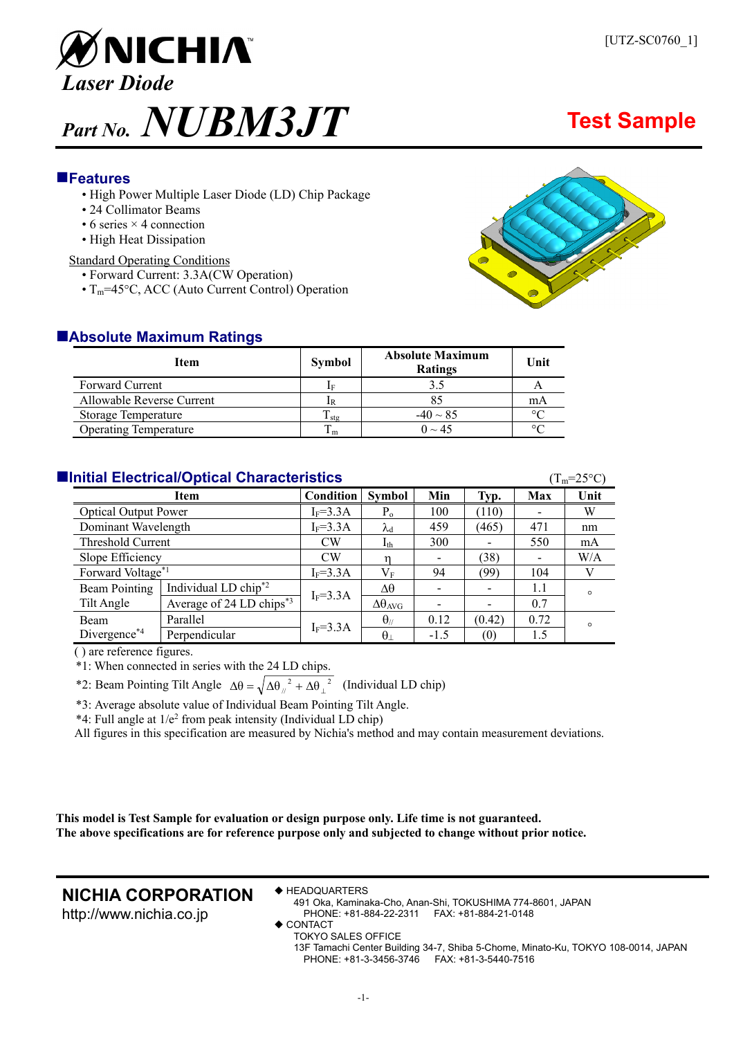[UTZ-SC0760_1]

# NICHIA

## Laser Diode

# Part No. NUBM3JT

**Test Sample**

## ■Features

- High Power Multiple Laser Diode (LD) Chip Package
- 24 Collimator Beams
- 6 series × 4 connection
- High Heat Dissipation

Standard Operating Conditions

- Forward Current: 3.3A(CW Operation)
- $T_m$=45°C, ACC (Auto Current Control) Operation

## ■Absolute Maximum Ratings

| Item | Symbol | Absolute Maximum Ratings | Unit |
|---|---|---|---|
| Forward Current | $I_F$ | 3.5 | A |
| Allowable Reverse Current | $I_R$ | 85 | mA |
| Storage Temperature | $T_{stg}$ | -40 ~ 85 | °C |
| Operating Temperature | $T_m$ | 0 ~ 45 | °C |

## ■Initial Electrical/Optical Characteristics

($T_m$=25°C)

| Item | | Condition | Symbol | Min | Typ. | Max | Unit |
|---|---|---|---|---|---|---|---|
| Optical Output Power | | $I_F$=3.3A | $P_o$ | 100 | (110) | - | W |
| Dominant Wavelength | | $I_F$=3.3A | $\lambda_d$ | 459 | (465) | 471 | nm |
| Threshold Current | | CW | $I_{th}$ | 300 | - | 550 | mA |
| Slope Efficiency | | CW | $\eta$ | - | (38) | - | W/A |
| Forward Voltage[*1] | | $I_F$=3.3A | $V_F$ | 94 | (99) | 104 | V |
| Beam Pointing Tilt Angle | Individual LD chip[*2] | $I_F$=3.3A | $\Delta\theta$ | - | - | 1.1 | ° |
| | Average of 24 LD chips[*3] | | $\Delta\theta_{AVG}$ | - | - | 0.7 | |
| Beam Divergence[*4] | Parallel | $I_F$=3.3A | $\theta_{//}$ | 0.12 | (0.42) | 0.72 | ° |
| | Perpendicular | | $\theta_{\perp}$ | -1.5 | (0) | 1.5 | |

( ) are reference figures.

*1: When connected in series with the 24 LD chips.

*2: Beam Pointing Tilt Angle $\Delta\theta = \sqrt{\Delta\theta_{//}^{\,2} + \Delta\theta_{\perp}^{\,2}}$ (Individual LD chip)

*3: Average absolute value of Individual Beam Pointing Tilt Angle.

*4: Full angle at $1/e^2$ from peak intensity (Individual LD chip)

All figures in this specification are measured by Nichia's method and may contain measurement deviations.

**This model is Test Sample for evaluation or design purpose only. Life time is not guaranteed.**
**The above specifications are for reference purpose only and subjected to change without prior notice.**

**NICHIA CORPORATION**
http://www.nichia.co.jp

◆ HEADQUARTERS
491 Oka, Kaminaka-Cho, Anan-Shi, TOKUSHIMA 774-8601, JAPAN
PHONE: +81-884-22-2311 FAX: +81-884-21-0148

◆ CONTACT
TOKYO SALES OFFICE
13F Tamachi Center Building 34-7, Shiba 5-Chome, Minato-Ku, TOKYO 108-0014, JAPAN
PHONE: +81-3-3456-3746 FAX: +81-3-5440-7516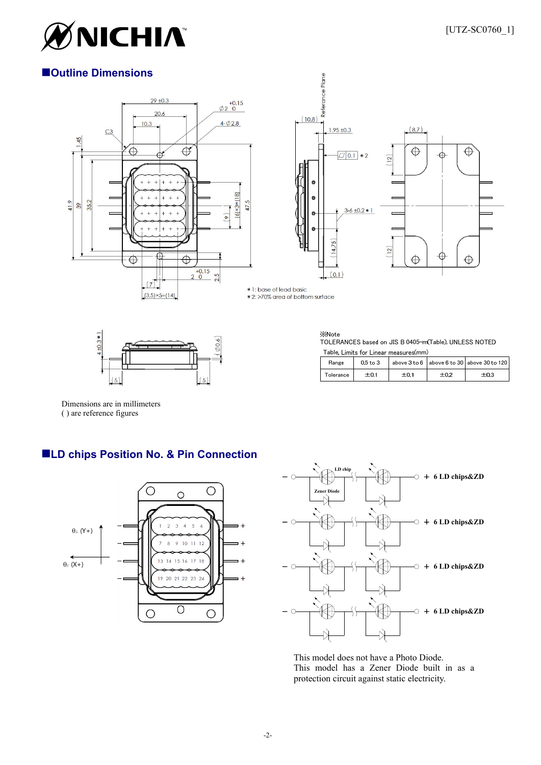## ■Outline Dimensions

＊1: base of lead basic
＊2: >70% area of bottom surface

※Note
TOLERANCES based on JIS B 0405-m(Table), UNLESS NOTED

Table, Limits for Linear measures(mm)

| Range | 0.5 to 3 | above 3 to 6 | above 6 to 30 | above 30 to 120 |
|---|---|---|---|---|
| Tolerance | ±0.1 | ±0.1 | ±0.2 | ±0.3 |

Dimensions are in millimeters
( ) are reference figures

## ■LD chips Position No. & Pin Connection

| Row | Chips | Connection |
|---|---|---|
| 1 | 1 2 3 4 5 6 | + 6 LD chips&ZD |
| 2 | 7 8 9 10 11 12 | + 6 LD chips&ZD |
| 3 | 13 14 15 16 17 18 | + 6 LD chips&ZD |
| 4 | 19 20 21 22 23 24 | + 6 LD chips&ZD |

θ⊥ (Y+)
θ// (X+)

LD chip
Zener Diode

This model does not have a Photo Diode.
This model has a Zener Diode built in as a protection circuit against static electricity.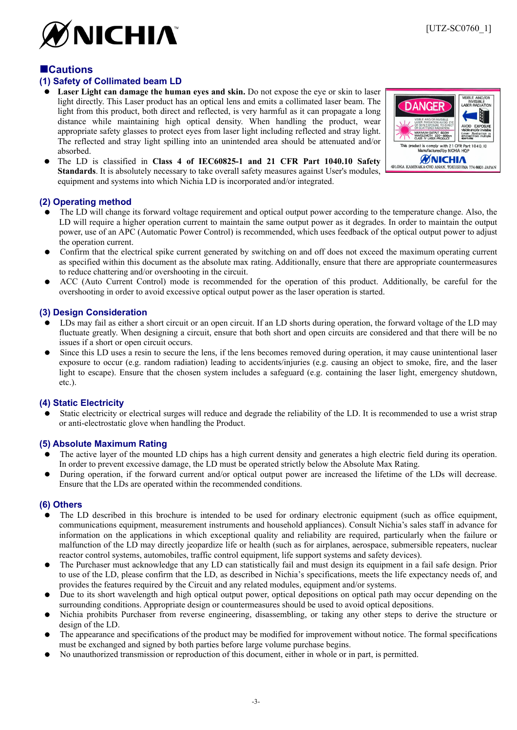## ■Cautions

### (1) Safety of Collimated beam LD

- **Laser Light can damage the human eyes and skin.** Do not expose the eye or skin to laser light directly. This Laser product has an optical lens and emits a collimated laser beam. The light from this product, both direct and reflected, is very harmful as it can propagate a long distance while maintaining high optical density. When handling the product, wear appropriate safety glasses to protect eyes from laser light including reflected and stray light. The reflected and stray light spilling into an unintended area should be attenuated and/or absorbed.
- The LD is classified in **Class 4 of IEC60825-1 and 21 CFR Part 1040.10 Safety Standards**. It is absolutely necessary to take overall safety measures against User's modules, equipment and systems into which Nichia LD is incorporated and/or integrated.

DANGER

VISIBLE AND/OR INVISIBLE LASER RADIATION AVOID EYE OR SKIN EXPOSURE TO DIRECT OR SCATTERED RADIATION
MAXIMUM OUTPUT 600W
WAVELENGTH 320~800nm
CLASS IV LASER PRODUCT

VISIBLE AND/OR INVISIBLE LASER RADIATION

AVOID EXPOSURE
Visible and/or invisible Laser Radiation is emitted from multiple apertures

This product is comply with 21 CFR Part 1040.10
Manufactured by NICHIA HQP
NICHIA
491 OKA KAMINAKA-CHO ANAN, TOKUSHIMA 774-8601 JAPAN

### (2) Operating method

- The LD will change its forward voltage requirement and optical output power according to the temperature change. Also, the LD will require a higher operation current to maintain the same output power as it degrades. In order to maintain the output power, use of an APC (Automatic Power Control) is recommended, which uses feedback of the optical output power to adjust the operation current.
- Confirm that the electrical spike current generated by switching on and off does not exceed the maximum operating current as specified within this document as the absolute max rating. Additionally, ensure that there are appropriate countermeasures to reduce chattering and/or overshooting in the circuit.
- ACC (Auto Current Control) mode is recommended for the operation of this product. Additionally, be careful for the overshooting in order to avoid excessive optical output power as the laser operation is started.

### (3) Design Consideration

- LDs may fail as either a short circuit or an open circuit. If an LD shorts during operation, the forward voltage of the LD may fluctuate greatly. When designing a circuit, ensure that both short and open circuits are considered and that there will be no issues if a short or open circuit occurs.
- Since this LD uses a resin to secure the lens, if the lens becomes removed during operation, it may cause unintentional laser exposure to occur (e.g. random radiation) leading to accidents/injuries (e.g. causing an object to smoke, fire, and the laser light to escape). Ensure that the chosen system includes a safeguard (e.g. containing the laser light, emergency shutdown, etc.).

### (4) Static Electricity

- Static electricity or electrical surges will reduce and degrade the reliability of the LD. It is recommended to use a wrist strap or anti-electrostatic glove when handling the Product.

### (5) Absolute Maximum Rating

- The active layer of the mounted LD chips has a high current density and generates a high electric field during its operation. In order to prevent excessive damage, the LD must be operated strictly below the Absolute Max Rating.
- During operation, if the forward current and/or optical output power are increased the lifetime of the LDs will decrease. Ensure that the LDs are operated within the recommended conditions.

### (6) Others

- The LD described in this brochure is intended to be used for ordinary electronic equipment (such as office equipment, communications equipment, measurement instruments and household appliances). Consult Nichia's sales staff in advance for information on the applications in which exceptional quality and reliability are required, particularly when the failure or malfunction of the LD may directly jeopardize life or health (such as for airplanes, aerospace, submersible repeaters, nuclear reactor control systems, automobiles, traffic control equipment, life support systems and safety devices).
- The Purchaser must acknowledge that any LD can statistically fail and must design its equipment in a fail safe design. Prior to use of the LD, please confirm that the LD, as described in Nichia's specifications, meets the life expectancy needs of, and provides the features required by the Circuit and any related modules, equipment and/or systems.
- Due to its short wavelength and high optical output power, optical depositions on optical path may occur depending on the surrounding conditions. Appropriate design or countermeasures should be used to avoid optical depositions.
- Nichia prohibits Purchaser from reverse engineering, disassembling, or taking any other steps to derive the structure or design of the LD.
- The appearance and specifications of the product may be modified for improvement without notice. The formal specifications must be exchanged and signed by both parties before large volume purchase begins.
- No unauthorized transmission or reproduction of this document, either in whole or in part, is permitted.